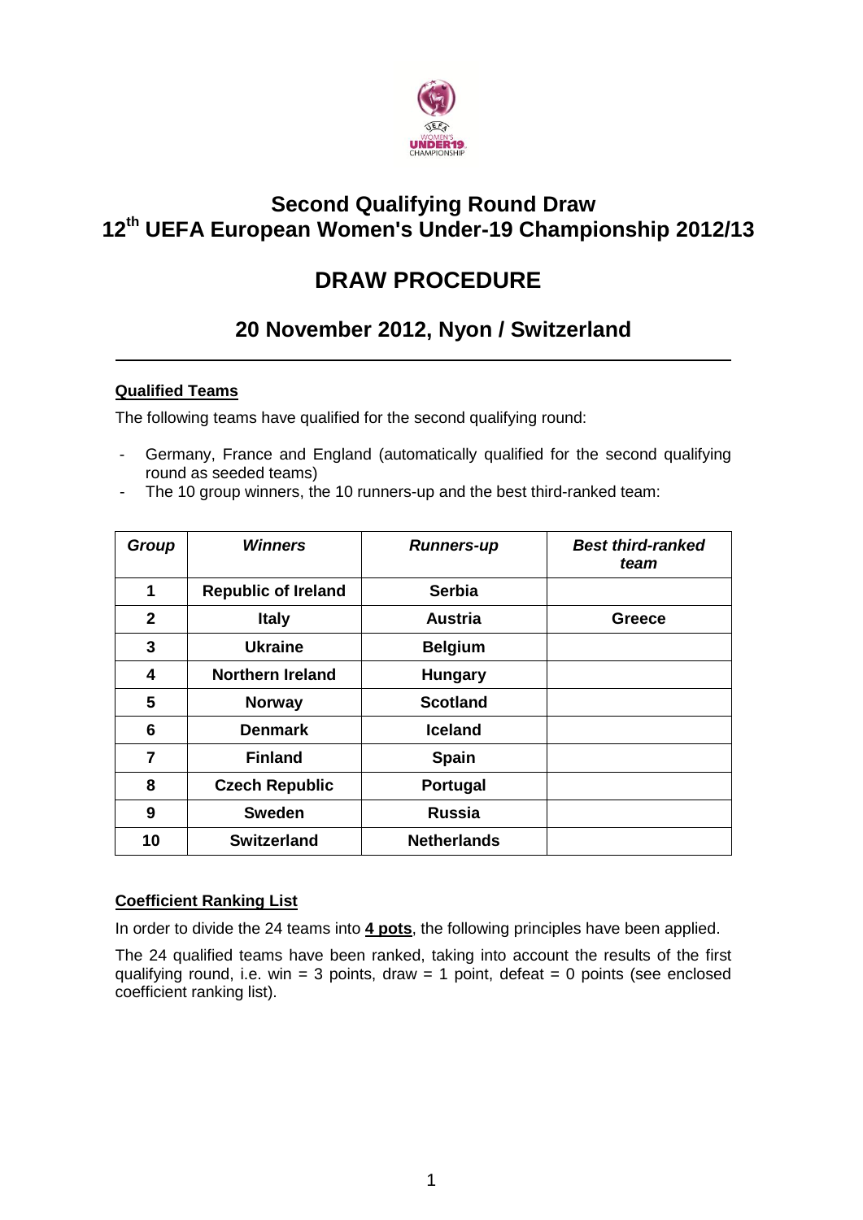# Second Qualifying Round Draw
# 12th UEFA European Women's Under-19 Championship 2012/13

## DRAW PROCEDURE

### 20 November 2012, Nyon / Switzerland

**Qualified Teams**

The following teams have qualified for the second qualifying round:

- Germany, France and England (automatically qualified for the second qualifying round as seeded teams)
- The 10 group winners, the 10 runners-up and the best third-ranked team:

| *Group* | *Winners* | *Runners-up* | *Best third-ranked team* |
|---|---|---|---|
| **1** | **Republic of Ireland** | **Serbia** | |
| **2** | **Italy** | **Austria** | **Greece** |
| **3** | **Ukraine** | **Belgium** | |
| **4** | **Northern Ireland** | **Hungary** | |
| **5** | **Norway** | **Scotland** | |
| **6** | **Denmark** | **Iceland** | |
| **7** | **Finland** | **Spain** | |
| **8** | **Czech Republic** | **Portugal** | |
| **9** | **Sweden** | **Russia** | |
| **10** | **Switzerland** | **Netherlands** | |

**Coefficient Ranking List**

In order to divide the 24 teams into **4 pots**, the following principles have been applied.

The 24 qualified teams have been ranked, taking into account the results of the first qualifying round, i.e. win = 3 points, draw = 1 point, defeat = 0 points (see enclosed coefficient ranking list).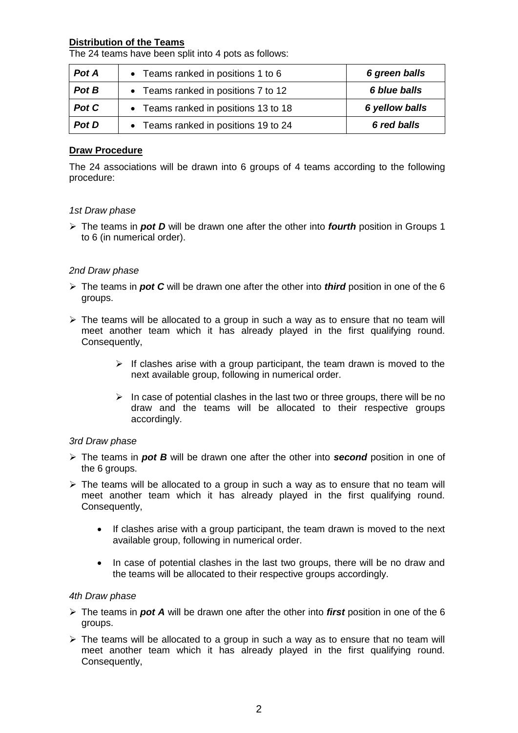**Distribution of the Teams**

The 24 teams have been split into 4 pots as follows:

| | | |
|---|---|---|
| ***Pot A*** | • Teams ranked in positions 1 to 6 | ***6 green balls*** |
| ***Pot B*** | • Teams ranked in positions 7 to 12 | ***6 blue balls*** |
| ***Pot C*** | • Teams ranked in positions 13 to 18 | ***6 yellow balls*** |
| ***Pot D*** | • Teams ranked in positions 19 to 24 | ***6 red balls*** |

**Draw Procedure**

The 24 associations will be drawn into 6 groups of 4 teams according to the following procedure:

*1st Draw phase*

- The teams in ***pot D*** will be drawn one after the other into ***fourth*** position in Groups 1 to 6 (in numerical order).

*2nd Draw phase*

- The teams in ***pot C*** will be drawn one after the other into ***third*** position in one of the 6 groups.
- The teams will be allocated to a group in such a way as to ensure that no team will meet another team which it has already played in the first qualifying round. Consequently,
  - If clashes arise with a group participant, the team drawn is moved to the next available group, following in numerical order.
  - In case of potential clashes in the last two or three groups, there will be no draw and the teams will be allocated to their respective groups accordingly.

*3rd Draw phase*

- The teams in ***pot B*** will be drawn one after the other into ***second*** position in one of the 6 groups.
- The teams will be allocated to a group in such a way as to ensure that no team will meet another team which it has already played in the first qualifying round. Consequently,
  - If clashes arise with a group participant, the team drawn is moved to the next available group, following in numerical order.
  - In case of potential clashes in the last two groups, there will be no draw and the teams will be allocated to their respective groups accordingly.

*4th Draw phase*

- The teams in ***pot A*** will be drawn one after the other into ***first*** position in one of the 6 groups.
- The teams will be allocated to a group in such a way as to ensure that no team will meet another team which it has already played in the first qualifying round. Consequently,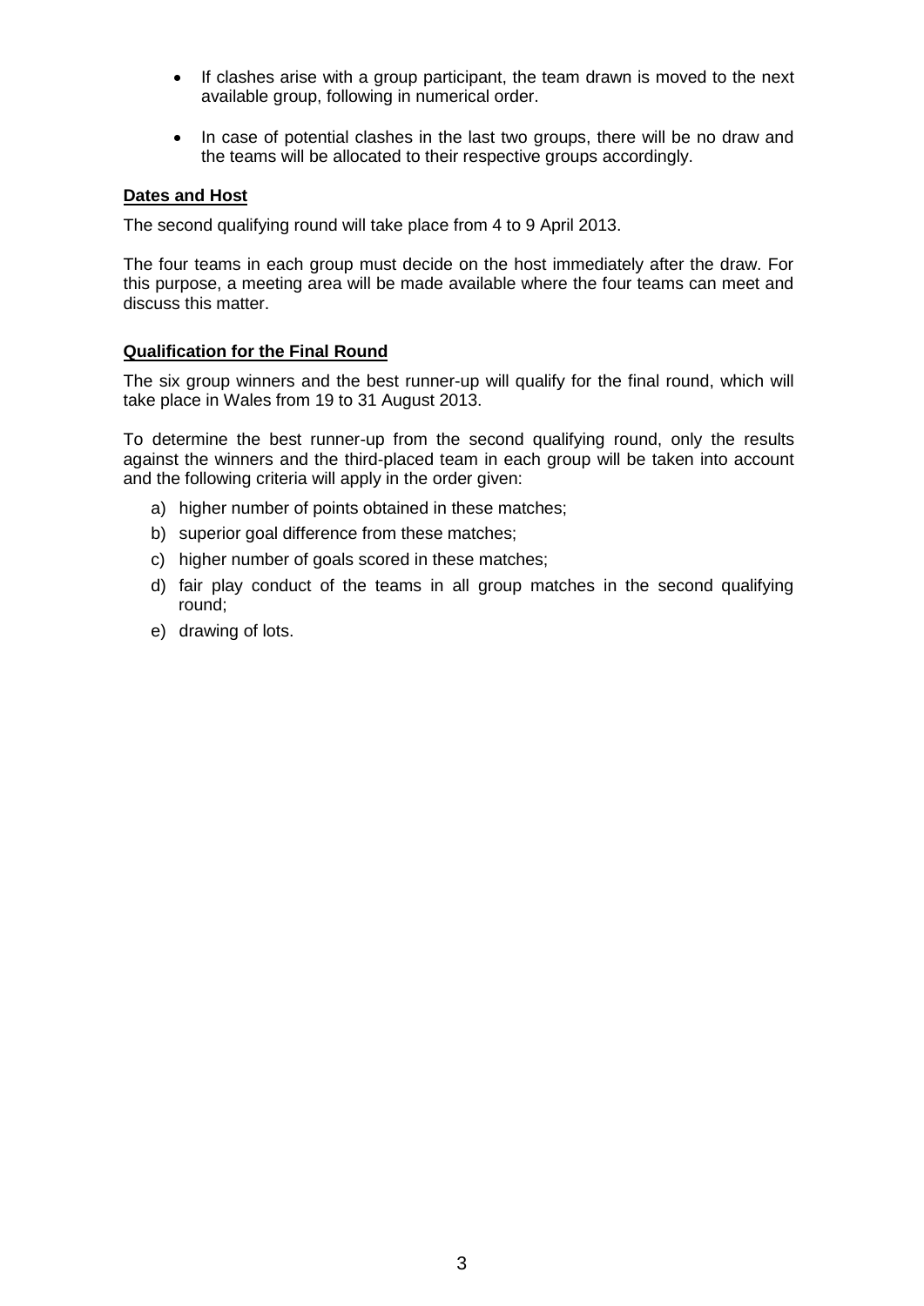- If clashes arise with a group participant, the team drawn is moved to the next available group, following in numerical order.
- In case of potential clashes in the last two groups, there will be no draw and the teams will be allocated to their respective groups accordingly.

**Dates and Host**

The second qualifying round will take place from 4 to 9 April 2013.

The four teams in each group must decide on the host immediately after the draw. For this purpose, a meeting area will be made available where the four teams can meet and discuss this matter.

**Qualification for the Final Round**

The six group winners and the best runner-up will qualify for the final round, which will take place in Wales from 19 to 31 August 2013.

To determine the best runner-up from the second qualifying round, only the results against the winners and the third-placed team in each group will be taken into account and the following criteria will apply in the order given:

a) higher number of points obtained in these matches;
b) superior goal difference from these matches;
c) higher number of goals scored in these matches;
d) fair play conduct of the teams in all group matches in the second qualifying round;
e) drawing of lots.